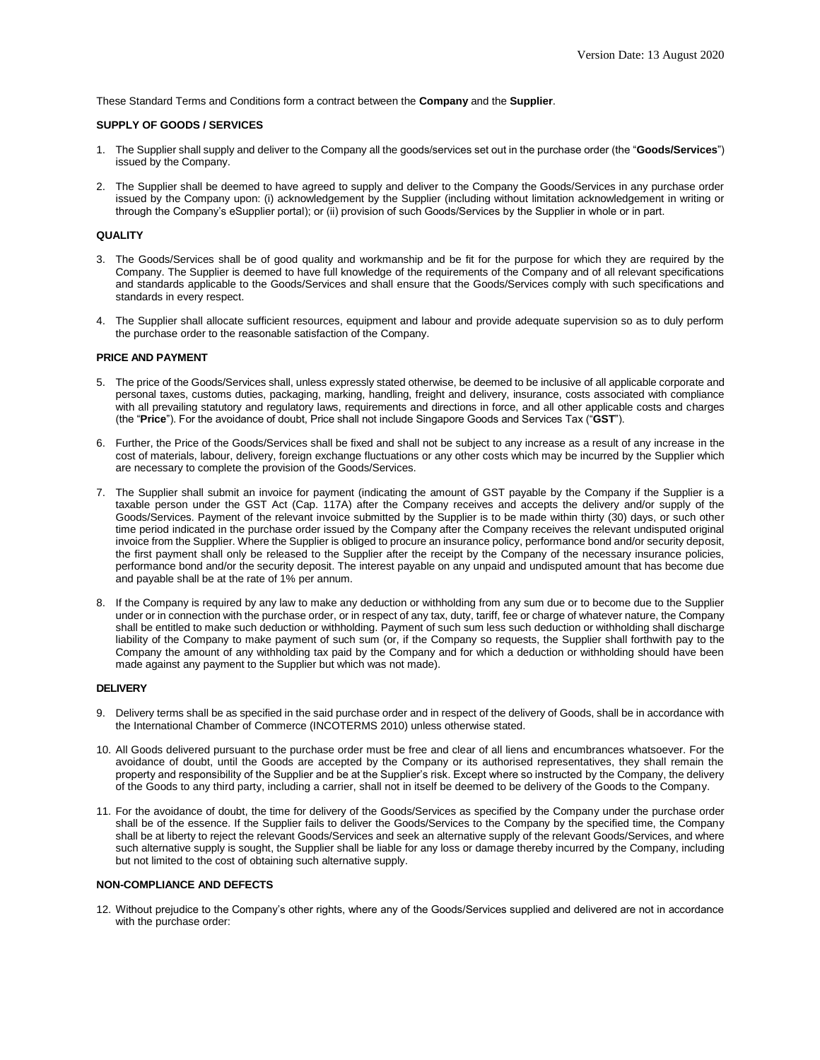Version Date: 13 August 2020

These Standard Terms and Conditions form a contract between the **Company** and the **Supplier**.

**SUPPLY OF GOODS / SERVICES**

1. The Supplier shall supply and deliver to the Company all the goods/services set out in the purchase order (the "**Goods/Services**") issued by the Company.

2. The Supplier shall be deemed to have agreed to supply and deliver to the Company the Goods/Services in any purchase order issued by the Company upon: (i) acknowledgement by the Supplier (including without limitation acknowledgement in writing or through the Company's eSupplier portal); or (ii) provision of such Goods/Services by the Supplier in whole or in part.

**QUALITY**

3. The Goods/Services shall be of good quality and workmanship and be fit for the purpose for which they are required by the Company. The Supplier is deemed to have full knowledge of the requirements of the Company and of all relevant specifications and standards applicable to the Goods/Services and shall ensure that the Goods/Services comply with such specifications and standards in every respect.

4. The Supplier shall allocate sufficient resources, equipment and labour and provide adequate supervision so as to duly perform the purchase order to the reasonable satisfaction of the Company.

**PRICE AND PAYMENT**

5. The price of the Goods/Services shall, unless expressly stated otherwise, be deemed to be inclusive of all applicable corporate and personal taxes, customs duties, packaging, marking, handling, freight and delivery, insurance, costs associated with compliance with all prevailing statutory and regulatory laws, requirements and directions in force, and all other applicable costs and charges (the "**Price**"). For the avoidance of doubt, Price shall not include Singapore Goods and Services Tax ("**GST**").

6. Further, the Price of the Goods/Services shall be fixed and shall not be subject to any increase as a result of any increase in the cost of materials, labour, delivery, foreign exchange fluctuations or any other costs which may be incurred by the Supplier which are necessary to complete the provision of the Goods/Services.

7. The Supplier shall submit an invoice for payment (indicating the amount of GST payable by the Company if the Supplier is a taxable person under the GST Act (Cap. 117A) after the Company receives and accepts the delivery and/or supply of the Goods/Services. Payment of the relevant invoice submitted by the Supplier is to be made within thirty (30) days, or such other time period indicated in the purchase order issued by the Company after the Company receives the relevant undisputed original invoice from the Supplier. Where the Supplier is obliged to procure an insurance policy, performance bond and/or security deposit, the first payment shall only be released to the Supplier after the receipt by the Company of the necessary insurance policies, performance bond and/or the security deposit. The interest payable on any unpaid and undisputed amount that has become due and payable shall be at the rate of 1% per annum.

8. If the Company is required by any law to make any deduction or withholding from any sum due or to become due to the Supplier under or in connection with the purchase order, or in respect of any tax, duty, tariff, fee or charge of whatever nature, the Company shall be entitled to make such deduction or withholding. Payment of such sum less such deduction or withholding shall discharge liability of the Company to make payment of such sum (or, if the Company so requests, the Supplier shall forthwith pay to the Company the amount of any withholding tax paid by the Company and for which a deduction or withholding should have been made against any payment to the Supplier but which was not made).

**DELIVERY**

9. Delivery terms shall be as specified in the said purchase order and in respect of the delivery of Goods, shall be in accordance with the International Chamber of Commerce (INCOTERMS 2010) unless otherwise stated.

10. All Goods delivered pursuant to the purchase order must be free and clear of all liens and encumbrances whatsoever. For the avoidance of doubt, until the Goods are accepted by the Company or its authorised representatives, they shall remain the property and responsibility of the Supplier and be at the Supplier's risk. Except where so instructed by the Company, the delivery of the Goods to any third party, including a carrier, shall not in itself be deemed to be delivery of the Goods to the Company.

11. For the avoidance of doubt, the time for delivery of the Goods/Services as specified by the Company under the purchase order shall be of the essence. If the Supplier fails to deliver the Goods/Services to the Company by the specified time, the Company shall be at liberty to reject the relevant Goods/Services and seek an alternative supply of the relevant Goods/Services, and where such alternative supply is sought, the Supplier shall be liable for any loss or damage thereby incurred by the Company, including but not limited to the cost of obtaining such alternative supply.

**NON-COMPLIANCE AND DEFECTS**

12. Without prejudice to the Company's other rights, where any of the Goods/Services supplied and delivered are not in accordance with the purchase order: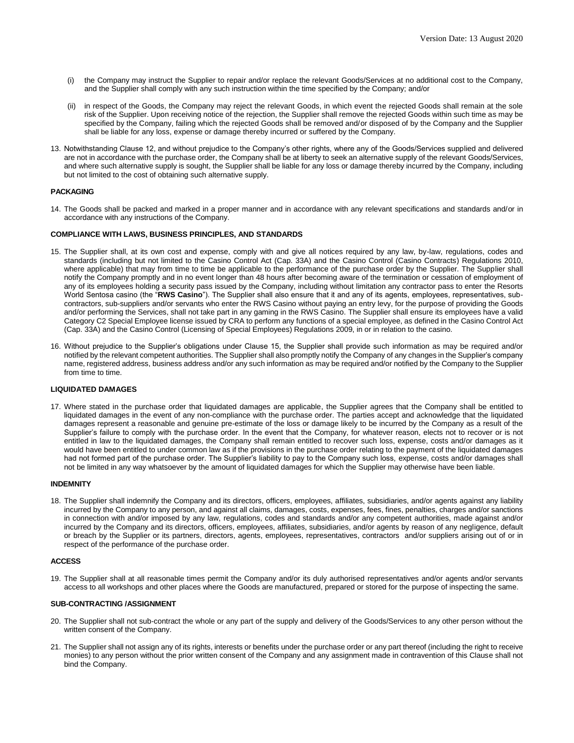(i) the Company may instruct the Supplier to repair and/or replace the relevant Goods/Services at no additional cost to the Company, and the Supplier shall comply with any such instruction within the time specified by the Company; and/or

(ii) in respect of the Goods, the Company may reject the relevant Goods, in which event the rejected Goods shall remain at the sole risk of the Supplier. Upon receiving notice of the rejection, the Supplier shall remove the rejected Goods within such time as may be specified by the Company, failing which the rejected Goods shall be removed and/or disposed of by the Company and the Supplier shall be liable for any loss, expense or damage thereby incurred or suffered by the Company.

13. Notwithstanding Clause 12, and without prejudice to the Company's other rights, where any of the Goods/Services supplied and delivered are not in accordance with the purchase order, the Company shall be at liberty to seek an alternative supply of the relevant Goods/Services, and where such alternative supply is sought, the Supplier shall be liable for any loss or damage thereby incurred by the Company, including but not limited to the cost of obtaining such alternative supply.

#### PACKAGING

14. The Goods shall be packed and marked in a proper manner and in accordance with any relevant specifications and standards and/or in accordance with any instructions of the Company.

#### COMPLIANCE WITH LAWS, BUSINESS PRINCIPLES, AND STANDARDS

15. The Supplier shall, at its own cost and expense, comply with and give all notices required by any law, by-law, regulations, codes and standards (including but not limited to the Casino Control Act (Cap. 33A) and the Casino Control (Casino Contracts) Regulations 2010, where applicable) that may from time to time be applicable to the performance of the purchase order by the Supplier. The Supplier shall notify the Company promptly and in no event longer than 48 hours after becoming aware of the termination or cessation of employment of any of its employees holding a security pass issued by the Company, including without limitation any contractor pass to enter the Resorts World Sentosa casino (the "**RWS Casino**"). The Supplier shall also ensure that it and any of its agents, employees, representatives, sub-contractors, sub-suppliers and/or servants who enter the RWS Casino without paying an entry levy, for the purpose of providing the Goods and/or performing the Services, shall not take part in any gaming in the RWS Casino. The Supplier shall ensure its employees have a valid Category C2 Special Employee license issued by CRA to perform any functions of a special employee, as defined in the Casino Control Act (Cap. 33A) and the Casino Control (Licensing of Special Employees) Regulations 2009, in or in relation to the casino.

16. Without prejudice to the Supplier's obligations under Clause 15, the Supplier shall provide such information as may be required and/or notified by the relevant competent authorities. The Supplier shall also promptly notify the Company of any changes in the Supplier's company name, registered address, business address and/or any such information as may be required and/or notified by the Company to the Supplier from time to time.

#### LIQUIDATED DAMAGES

17. Where stated in the purchase order that liquidated damages are applicable, the Supplier agrees that the Company shall be entitled to liquidated damages in the event of any non-compliance with the purchase order. The parties accept and acknowledge that the liquidated damages represent a reasonable and genuine pre-estimate of the loss or damage likely to be incurred by the Company as a result of the Supplier's failure to comply with the purchase order. In the event that the Company, for whatever reason, elects not to recover or is not entitled in law to the liquidated damages, the Company shall remain entitled to recover such loss, expense, costs and/or damages as it would have been entitled to under common law as if the provisions in the purchase order relating to the payment of the liquidated damages had not formed part of the purchase order. The Supplier's liability to pay to the Company such loss, expense, costs and/or damages shall not be limited in any way whatsoever by the amount of liquidated damages for which the Supplier may otherwise have been liable.

#### INDEMNITY

18. The Supplier shall indemnify the Company and its directors, officers, employees, affiliates, subsidiaries, and/or agents against any liability incurred by the Company to any person, and against all claims, damages, costs, expenses, fees, fines, penalties, charges and/or sanctions in connection with and/or imposed by any law, regulations, codes and standards and/or any competent authorities, made against and/or incurred by the Company and its directors, officers, employees, affiliates, subsidiaries, and/or agents by reason of any negligence, default or breach by the Supplier or its partners, directors, agents, employees, representatives, contractors and/or suppliers arising out of or in respect of the performance of the purchase order.

#### ACCESS

19. The Supplier shall at all reasonable times permit the Company and/or its duly authorised representatives and/or agents and/or servants access to all workshops and other places where the Goods are manufactured, prepared or stored for the purpose of inspecting the same.

#### SUB-CONTRACTING /ASSIGNMENT

20. The Supplier shall not sub-contract the whole or any part of the supply and delivery of the Goods/Services to any other person without the written consent of the Company.

21. The Supplier shall not assign any of its rights, interests or benefits under the purchase order or any part thereof (including the right to receive monies) to any person without the prior written consent of the Company and any assignment made in contravention of this Clause shall not bind the Company.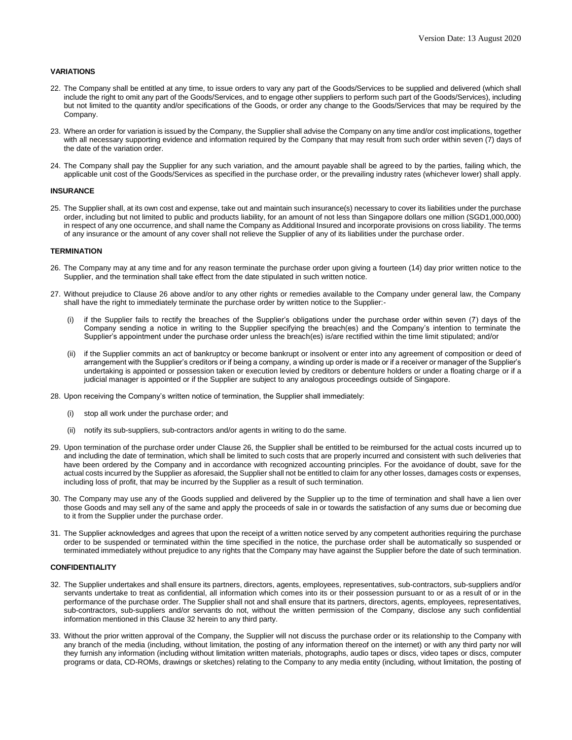**VARIATIONS**

22. The Company shall be entitled at any time, to issue orders to vary any part of the Goods/Services to be supplied and delivered (which shall include the right to omit any part of the Goods/Services, and to engage other suppliers to perform such part of the Goods/Services), including but not limited to the quantity and/or specifications of the Goods, or order any change to the Goods/Services that may be required by the Company.

23. Where an order for variation is issued by the Company, the Supplier shall advise the Company on any time and/or cost implications, together with all necessary supporting evidence and information required by the Company that may result from such order within seven (7) days of the date of the variation order.

24. The Company shall pay the Supplier for any such variation, and the amount payable shall be agreed to by the parties, failing which, the applicable unit cost of the Goods/Services as specified in the purchase order, or the prevailing industry rates (whichever lower) shall apply.

**INSURANCE**

25. The Supplier shall, at its own cost and expense, take out and maintain such insurance(s) necessary to cover its liabilities under the purchase order, including but not limited to public and products liability, for an amount of not less than Singapore dollars one million (SGD1,000,000) in respect of any one occurrence, and shall name the Company as Additional Insured and incorporate provisions on cross liability. The terms of any insurance or the amount of any cover shall not relieve the Supplier of any of its liabilities under the purchase order.

**TERMINATION**

26. The Company may at any time and for any reason terminate the purchase order upon giving a fourteen (14) day prior written notice to the Supplier, and the termination shall take effect from the date stipulated in such written notice.

27. Without prejudice to Clause 26 above and/or to any other rights or remedies available to the Company under general law, the Company shall have the right to immediately terminate the purchase order by written notice to the Supplier:-

    (i) if the Supplier fails to rectify the breaches of the Supplier's obligations under the purchase order within seven (7) days of the Company sending a notice in writing to the Supplier specifying the breach(es) and the Company's intention to terminate the Supplier's appointment under the purchase order unless the breach(es) is/are rectified within the time limit stipulated; and/or

    (ii) if the Supplier commits an act of bankruptcy or become bankrupt or insolvent or enter into any agreement of composition or deed of arrangement with the Supplier's creditors or if being a company, a winding up order is made or if a receiver or manager of the Supplier's undertaking is appointed or possession taken or execution levied by creditors or debenture holders or under a floating charge or if a judicial manager is appointed or if the Supplier are subject to any analogous proceedings outside of Singapore.

28. Upon receiving the Company's written notice of termination, the Supplier shall immediately:

    (i) stop all work under the purchase order; and

    (ii) notify its sub-suppliers, sub-contractors and/or agents in writing to do the same.

29. Upon termination of the purchase order under Clause 26, the Supplier shall be entitled to be reimbursed for the actual costs incurred up to and including the date of termination, which shall be limited to such costs that are properly incurred and consistent with such deliveries that have been ordered by the Company and in accordance with recognized accounting principles. For the avoidance of doubt, save for the actual costs incurred by the Supplier as aforesaid, the Supplier shall not be entitled to claim for any other losses, damages costs or expenses, including loss of profit, that may be incurred by the Supplier as a result of such termination.

30. The Company may use any of the Goods supplied and delivered by the Supplier up to the time of termination and shall have a lien over those Goods and may sell any of the same and apply the proceeds of sale in or towards the satisfaction of any sums due or becoming due to it from the Supplier under the purchase order.

31. The Supplier acknowledges and agrees that upon the receipt of a written notice served by any competent authorities requiring the purchase order to be suspended or terminated within the time specified in the notice, the purchase order shall be automatically so suspended or terminated immediately without prejudice to any rights that the Company may have against the Supplier before the date of such termination.

**CONFIDENTIALITY**

32. The Supplier undertakes and shall ensure its partners, directors, agents, employees, representatives, sub-contractors, sub-suppliers and/or servants undertake to treat as confidential, all information which comes into its or their possession pursuant to or as a result of or in the performance of the purchase order. The Supplier shall not and shall ensure that its partners, directors, agents, employees, representatives, sub-contractors, sub-suppliers and/or servants do not, without the written permission of the Company, disclose any such confidential information mentioned in this Clause 32 herein to any third party.

33. Without the prior written approval of the Company, the Supplier will not discuss the purchase order or its relationship to the Company with any branch of the media (including, without limitation, the posting of any information thereof on the internet) or with any third party nor will they furnish any information (including without limitation written materials, photographs, audio tapes or discs, video tapes or discs, computer programs or data, CD-ROMs, drawings or sketches) relating to the Company to any media entity (including, without limitation, the posting of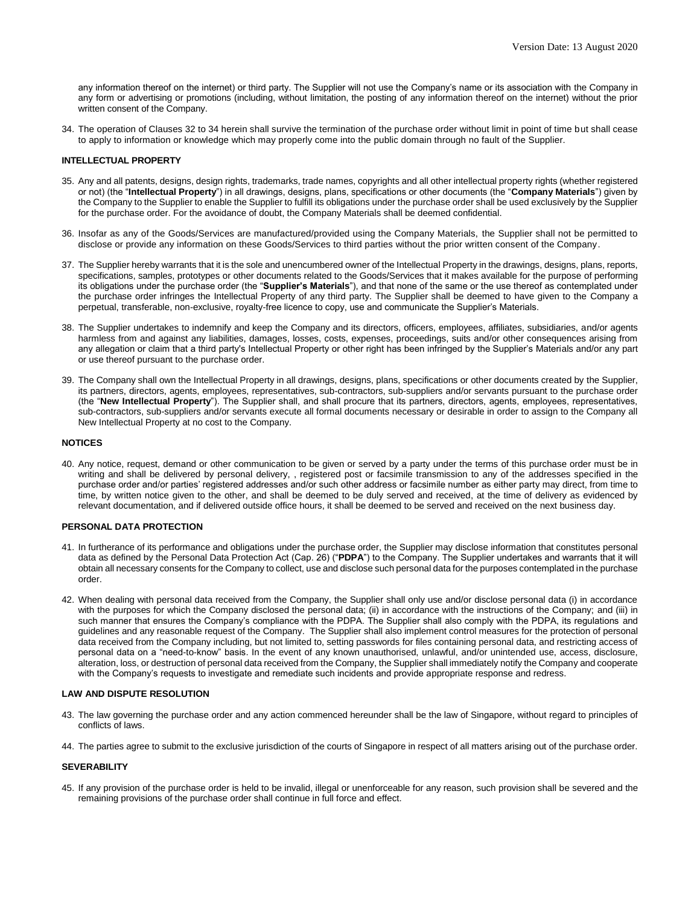any information thereof on the internet) or third party. The Supplier will not use the Company's name or its association with the Company in any form or advertising or promotions (including, without limitation, the posting of any information thereof on the internet) without the prior written consent of the Company.

34. The operation of Clauses 32 to 34 herein shall survive the termination of the purchase order without limit in point of time but shall cease to apply to information or knowledge which may properly come into the public domain through no fault of the Supplier.

**INTELLECTUAL PROPERTY**

35. Any and all patents, designs, design rights, trademarks, trade names, copyrights and all other intellectual property rights (whether registered or not) (the "**Intellectual Property**") in all drawings, designs, plans, specifications or other documents (the "**Company Materials**") given by the Company to the Supplier to enable the Supplier to fulfill its obligations under the purchase order shall be used exclusively by the Supplier for the purchase order. For the avoidance of doubt, the Company Materials shall be deemed confidential.

36. Insofar as any of the Goods/Services are manufactured/provided using the Company Materials, the Supplier shall not be permitted to disclose or provide any information on these Goods/Services to third parties without the prior written consent of the Company.

37. The Supplier hereby warrants that it is the sole and unencumbered owner of the Intellectual Property in the drawings, designs, plans, reports, specifications, samples, prototypes or other documents related to the Goods/Services that it makes available for the purpose of performing its obligations under the purchase order (the "**Supplier's Materials**"), and that none of the same or the use thereof as contemplated under the purchase order infringes the Intellectual Property of any third party. The Supplier shall be deemed to have given to the Company a perpetual, transferable, non-exclusive, royalty-free licence to copy, use and communicate the Supplier's Materials.

38. The Supplier undertakes to indemnify and keep the Company and its directors, officers, employees, affiliates, subsidiaries, and/or agents harmless from and against any liabilities, damages, losses, costs, expenses, proceedings, suits and/or other consequences arising from any allegation or claim that a third party's Intellectual Property or other right has been infringed by the Supplier's Materials and/or any part or use thereof pursuant to the purchase order.

39. The Company shall own the Intellectual Property in all drawings, designs, plans, specifications or other documents created by the Supplier, its partners, directors, agents, employees, representatives, sub-contractors, sub-suppliers and/or servants pursuant to the purchase order (the "**New Intellectual Property**"). The Supplier shall, and shall procure that its partners, directors, agents, employees, representatives, sub-contractors, sub-suppliers and/or servants execute all formal documents necessary or desirable in order to assign to the Company all New Intellectual Property at no cost to the Company.

**NOTICES**

40. Any notice, request, demand or other communication to be given or served by a party under the terms of this purchase order must be in writing and shall be delivered by personal delivery, , registered post or facsimile transmission to any of the addresses specified in the purchase order and/or parties' registered addresses and/or such other address or facsimile number as either party may direct, from time to time, by written notice given to the other, and shall be deemed to be duly served and received, at the time of delivery as evidenced by relevant documentation, and if delivered outside office hours, it shall be deemed to be served and received on the next business day.

**PERSONAL DATA PROTECTION**

41. In furtherance of its performance and obligations under the purchase order, the Supplier may disclose information that constitutes personal data as defined by the Personal Data Protection Act (Cap. 26) ("**PDPA**") to the Company. The Supplier undertakes and warrants that it will obtain all necessary consents for the Company to collect, use and disclose such personal data for the purposes contemplated in the purchase order.

42. When dealing with personal data received from the Company, the Supplier shall only use and/or disclose personal data (i) in accordance with the purposes for which the Company disclosed the personal data; (ii) in accordance with the instructions of the Company; and (iii) in such manner that ensures the Company's compliance with the PDPA. The Supplier shall also comply with the PDPA, its regulations and guidelines and any reasonable request of the Company. The Supplier shall also implement control measures for the protection of personal data received from the Company including, but not limited to, setting passwords for files containing personal data, and restricting access of personal data on a "need-to-know" basis. In the event of any known unauthorised, unlawful, and/or unintended use, access, disclosure, alteration, loss, or destruction of personal data received from the Company, the Supplier shall immediately notify the Company and cooperate with the Company's requests to investigate and remediate such incidents and provide appropriate response and redress.

**LAW AND DISPUTE RESOLUTION**

43. The law governing the purchase order and any action commenced hereunder shall be the law of Singapore, without regard to principles of conflicts of laws.

44. The parties agree to submit to the exclusive jurisdiction of the courts of Singapore in respect of all matters arising out of the purchase order.

**SEVERABILITY**

45. If any provision of the purchase order is held to be invalid, illegal or unenforceable for any reason, such provision shall be severed and the remaining provisions of the purchase order shall continue in full force and effect.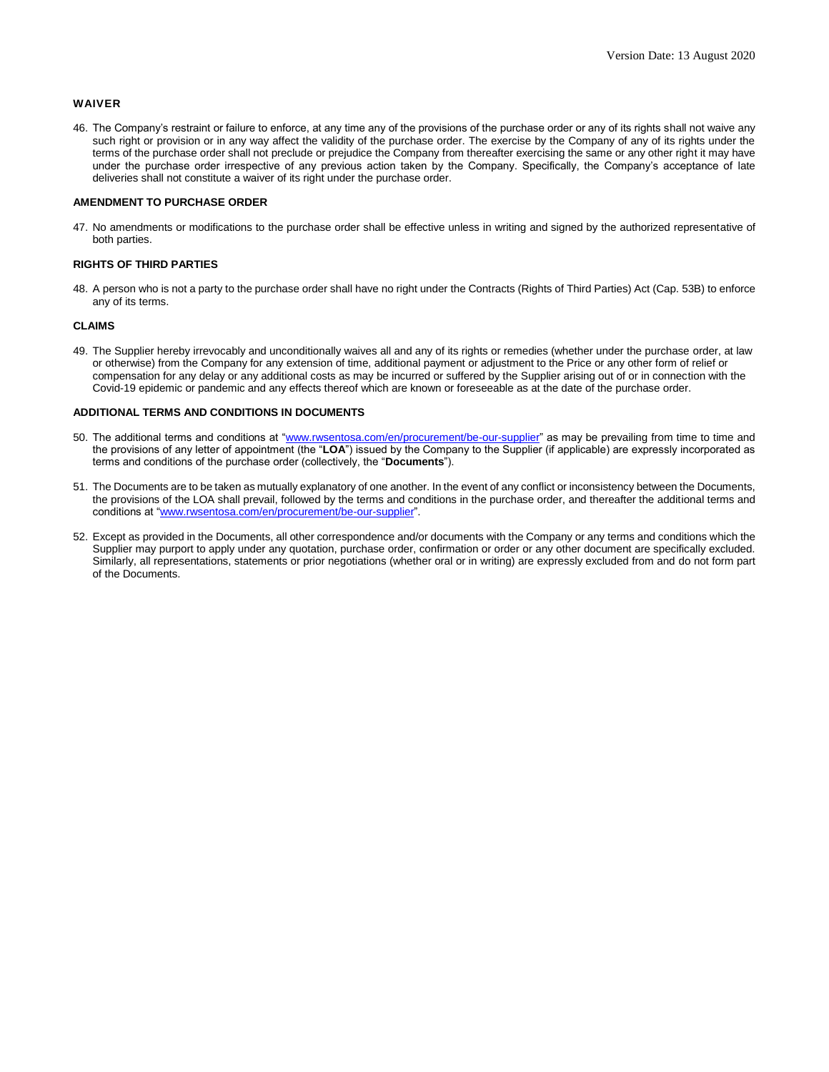## WAIVER

46. The Company's restraint or failure to enforce, at any time any of the provisions of the purchase order or any of its rights shall not waive any such right or provision or in any way affect the validity of the purchase order. The exercise by the Company of any of its rights under the terms of the purchase order shall not preclude or prejudice the Company from thereafter exercising the same or any other right it may have under the purchase order irrespective of any previous action taken by the Company. Specifically, the Company's acceptance of late deliveries shall not constitute a waiver of its right under the purchase order.

## AMENDMENT TO PURCHASE ORDER

47. No amendments or modifications to the purchase order shall be effective unless in writing and signed by the authorized representative of both parties.

## RIGHTS OF THIRD PARTIES

48. A person who is not a party to the purchase order shall have no right under the Contracts (Rights of Third Parties) Act (Cap. 53B) to enforce any of its terms.

## CLAIMS

49. The Supplier hereby irrevocably and unconditionally waives all and any of its rights or remedies (whether under the purchase order, at law or otherwise) from the Company for any extension of time, additional payment or adjustment to the Price or any other form of relief or compensation for any delay or any additional costs as may be incurred or suffered by the Supplier arising out of or in connection with the Covid-19 epidemic or pandemic and any effects thereof which are known or foreseeable as at the date of the purchase order.

## ADDITIONAL TERMS AND CONDITIONS IN DOCUMENTS

50. The additional terms and conditions at "www.rwsentosa.com/en/procurement/be-our-supplier" as may be prevailing from time to time and the provisions of any letter of appointment (the "**LOA**") issued by the Company to the Supplier (if applicable) are expressly incorporated as terms and conditions of the purchase order (collectively, the "**Documents**").

51. The Documents are to be taken as mutually explanatory of one another. In the event of any conflict or inconsistency between the Documents, the provisions of the LOA shall prevail, followed by the terms and conditions in the purchase order, and thereafter the additional terms and conditions at "www.rwsentosa.com/en/procurement/be-our-supplier".

52. Except as provided in the Documents, all other correspondence and/or documents with the Company or any terms and conditions which the Supplier may purport to apply under any quotation, purchase order, confirmation or order or any other document are specifically excluded. Similarly, all representations, statements or prior negotiations (whether oral or in writing) are expressly excluded from and do not form part of the Documents.